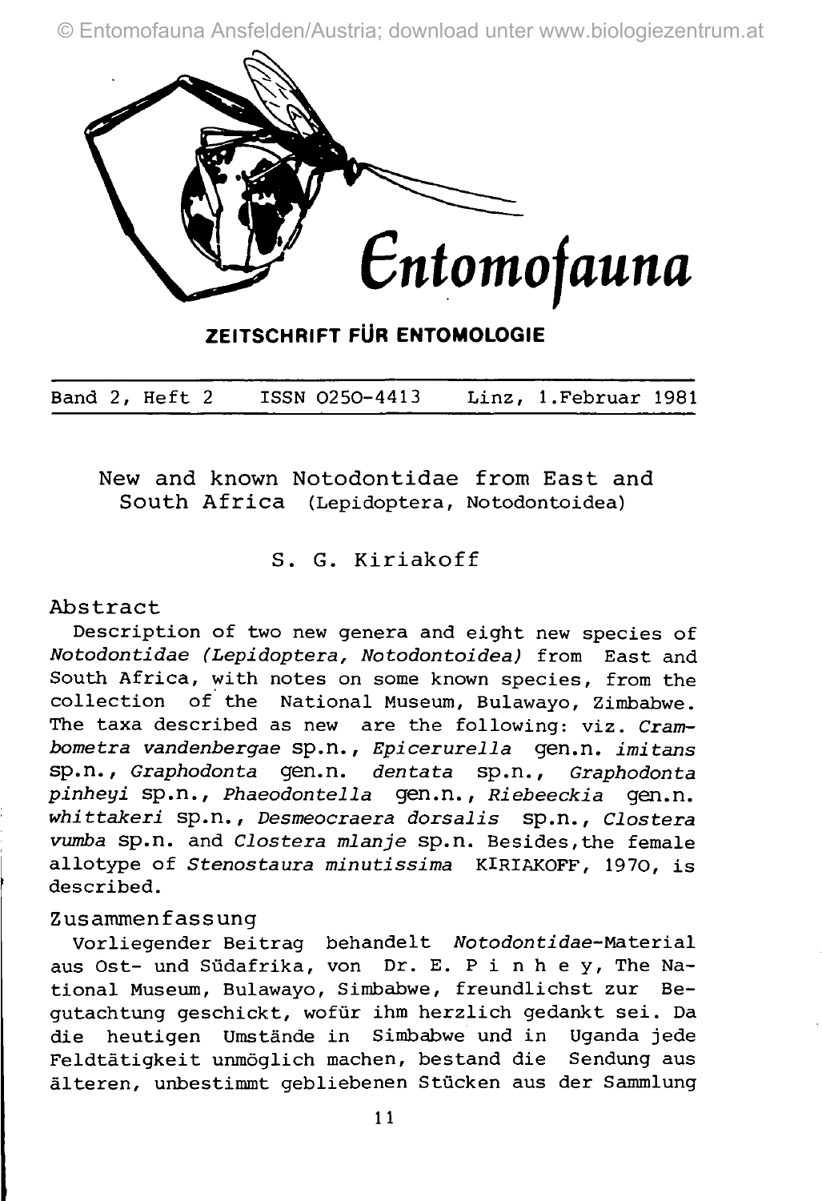# Entomofauna

**ZEITSCHRIFT FÜR ENTOMOLOGIE**

Band 2, Heft 2 ISSN 0250-4413 Linz, 1.Februar 1981

## New and known Notodontidae from East and South Africa (Lepidoptera, Notodontoidea)

S. G. Kiriakoff

### Abstract

Description of two new genera and eight new species of *Notodontidae (Lepidoptera, Notodontoidea)* from East and South Africa, with notes on some known species, from the collection of the National Museum, Bulawayo, Zimbabwe. The taxa described as new are the following: viz. *Crambometra vandenbergae* sp.n., *Epicerurella* gen.n. *imitans* sp.n., *Graphodonta* gen.n. *dentata* sp.n., *Graphodonta pinheyi* sp.n., *Phaeodontella* gen.n., *Riebeeckia* gen.n. *whittakeri* sp.n., *Desmeocraera dorsalis* sp.n., *Clostera vumba* sp.n. and *Clostera mlanje* sp.n. Besides, the female allotype of *Stenostaura minutissima* KIRIAKOFF, 1970, is described.

### Zusammenfassung

Vorliegender Beitrag behandelt *Notodontidae*-Material aus Ost- und Südafrika, von Dr. E. P i n h e y, The National Museum, Bulawayo, Simbabwe, freundlichst zur Begutachtung geschickt, wofür ihm herzlich gedankt sei. Da die heutigen Umstände in Simbabwe und in Uganda jede Feldtätigkeit unmöglich machen, bestand die Sendung aus älteren, unbestimmt gebliebenen Stücken aus der Sammlung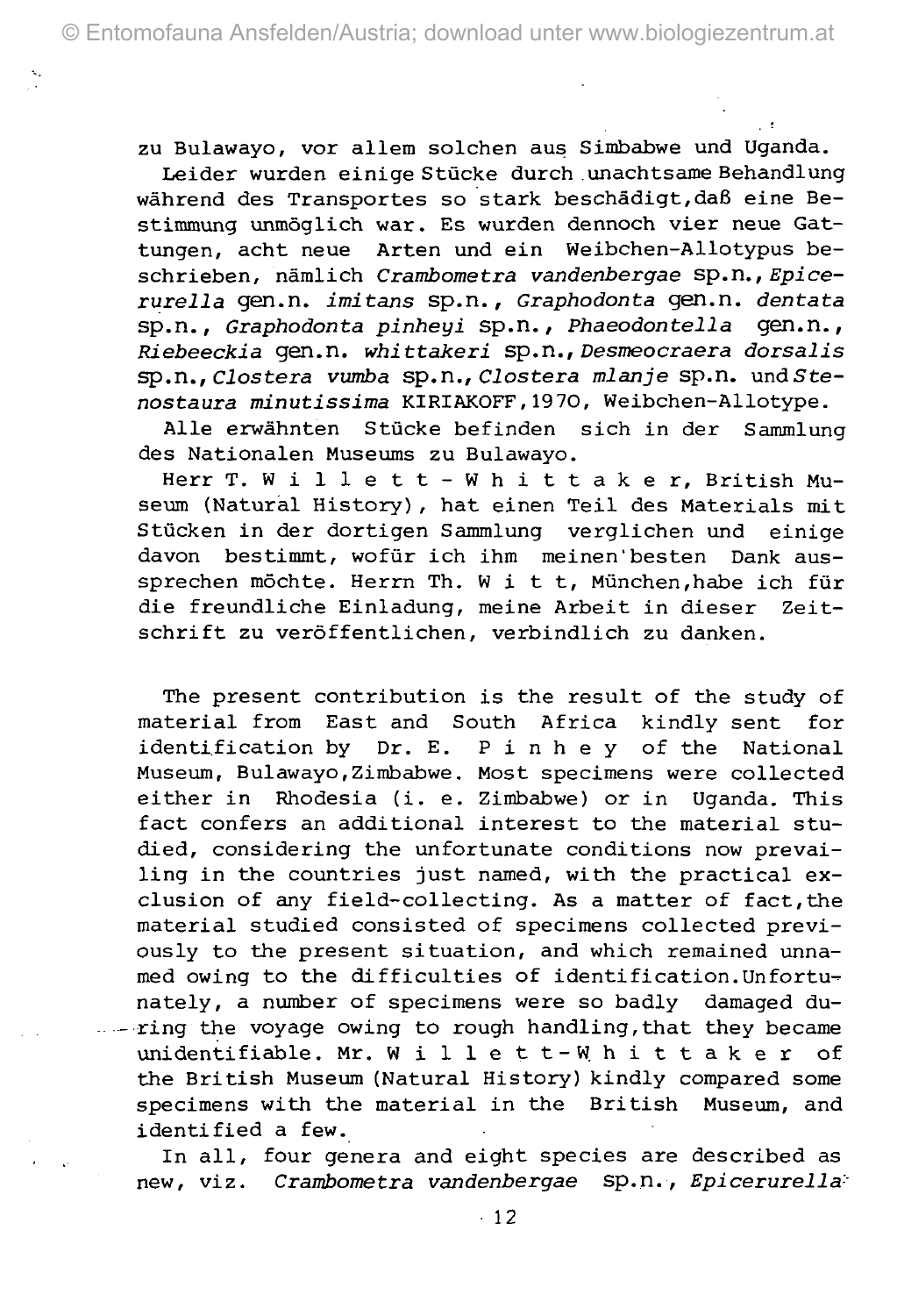zu Bulawayo, vor allem solchen aus Simbabwe und Uganda.

Leider wurden einige Stücke durch unachtsame Behandlung während des Transportes so stark beschädigt, daß eine Bestimmung unmöglich war. Es wurden dennoch vier neue Gattungen, acht neue Arten und ein Weibchen-Allotypus beschrieben, nämlich *Crambometra vandenbergae* sp.n., *Epicerurella* gen.n. *imitans* sp.n., *Graphodonta* gen.n. *dentata* sp.n., *Graphodonta pinheyi* sp.n., *Phaeodontella* gen.n., *Riebeeckia* gen.n. *whittakeri* sp.n., *Desmeocraera dorsalis* sp.n., *Clostera vumba* sp.n., *Clostera mlanje* sp.n. und *Stenostaura minutissima* KIRIAKOFF, 1970, Weibchen-Allotype.

Alle erwähnten Stücke befinden sich in der Sammlung des Nationalen Museums zu Bulawayo.

Herr T. Willett-Whittaker, British Museum (Natural History), hat einen Teil des Materials mit Stücken in der dortigen Sammlung verglichen und einige davon bestimmt, wofür ich ihm meinen besten Dank aussprechen möchte. Herrn Th. Witt, München, habe ich für die freundliche Einladung, meine Arbeit in dieser Zeitschrift zu veröffentlichen, verbindlich zu danken.

The present contribution is the result of the study of material from East and South Africa kindly sent for identification by Dr. E. Pinhey of the National Museum, Bulawayo, Zimbabwe. Most specimens were collected either in Rhodesia (i. e. Zimbabwe) or in Uganda. This fact confers an additional interest to the material studied, considering the unfortunate conditions now prevailing in the countries just named, with the practical exclusion of any field-collecting. As a matter of fact, the material studied consisted of specimens collected previously to the present situation, and which remained unnamed owing to the difficulties of identification. Unfortunately, a number of specimens were so badly damaged during the voyage owing to rough handling, that they became unidentifiable. Mr. Willett-Whittaker of the British Museum (Natural History) kindly compared some specimens with the material in the British Museum, and identified a few.

In all, four genera and eight species are described as new, viz. *Crambometra vandenbergae* sp.n., *Epicerurella*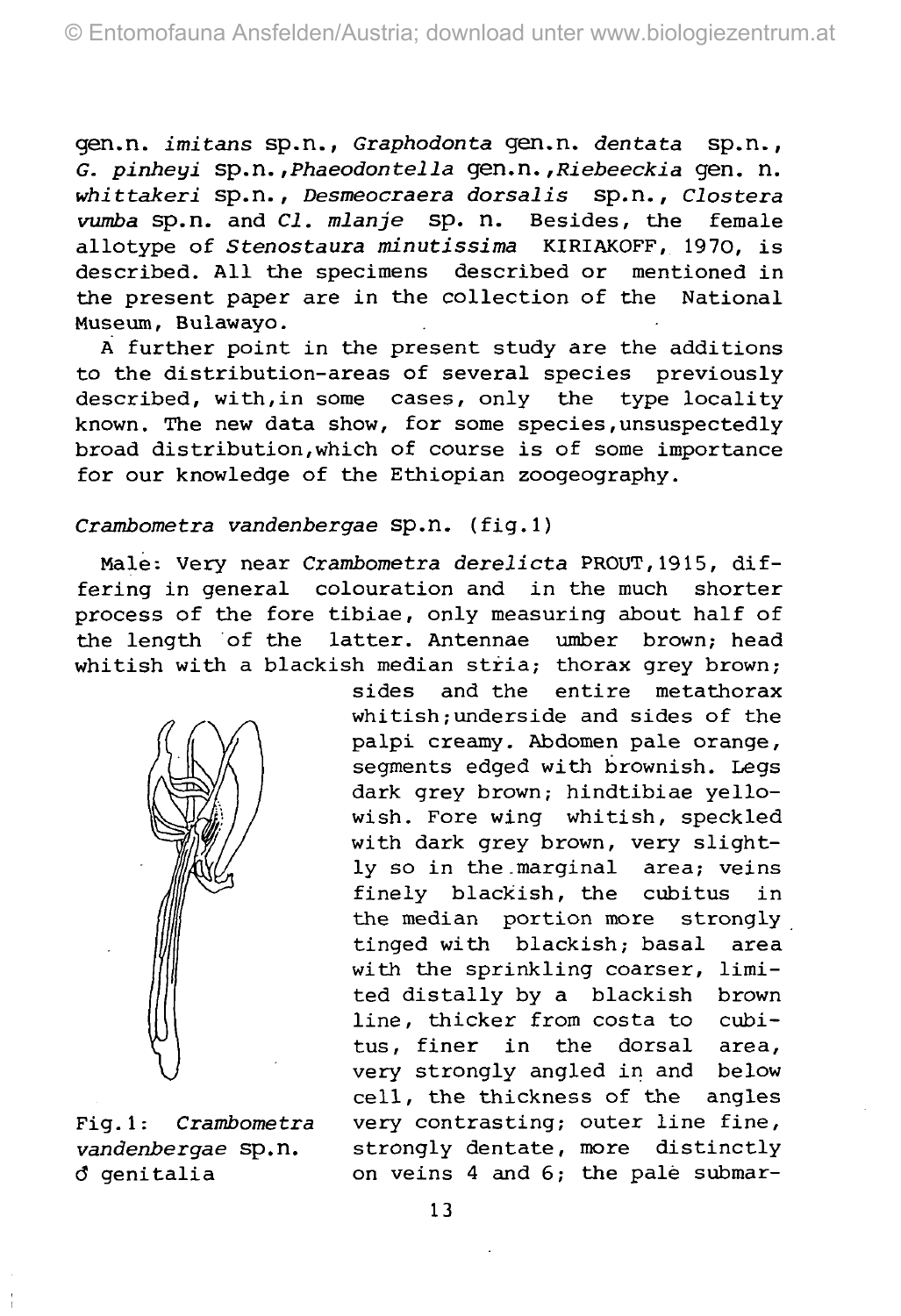gen.n. *imitans* sp.n., *Graphodonta* gen.n. *dentata* sp.n., *G. pinheyi* sp.n.,*Phaeodontella* gen.n.,*Riebeeckia* gen. n. *whittakeri* sp.n., *Desmeocraera dorsalis* sp.n., *Clostera vumba* sp.n. and *Cl. mlanje* sp. n. Besides, the female allotype of *Stenostaura minutissima* KIRIAKOFF, 1970, is described. All the specimens described or mentioned in the present paper are in the collection of the National Museum, Bulawayo.

A further point in the present study are the additions to the distribution-areas of several species previously described, with,in some cases, only the type locality known. The new data show, for some species,unsuspectedly broad distribution,which of course is of some importance for our knowledge of the Ethiopian zoogeography.

*Crambometra vandenbergae* sp.n. (fig.1)

Male: Very near *Crambometra derelicta* PROUT,1915, differing in general colouration and in the much shorter process of the fore tibiae, only measuring about half of the length of the latter. Antennae umber brown; head whitish with a blackish median stria; thorax grey brown; sides and the entire metathorax whitish;underside and sides of the palpi creamy. Abdomen pale orange, segments edged with brownish. Legs dark grey brown; hindtibiae yellowish. Fore wing whitish, speckled with dark grey brown, very slightly so in the marginal area; veins finely blackish, the cubitus in the median portion more strongly tinged with blackish; basal area with the sprinkling coarser, limited distally by a blackish brown line, thicker from costa to cubitus, finer in the dorsal area, very strongly angled in and below cell, the thickness of the angles very contrasting; outer line fine, strongly dentate, more distinctly on veins 4 and 6; the pale submar-

Fig.1: *Crambometra vandenbergae* sp.n. ♂ genitalia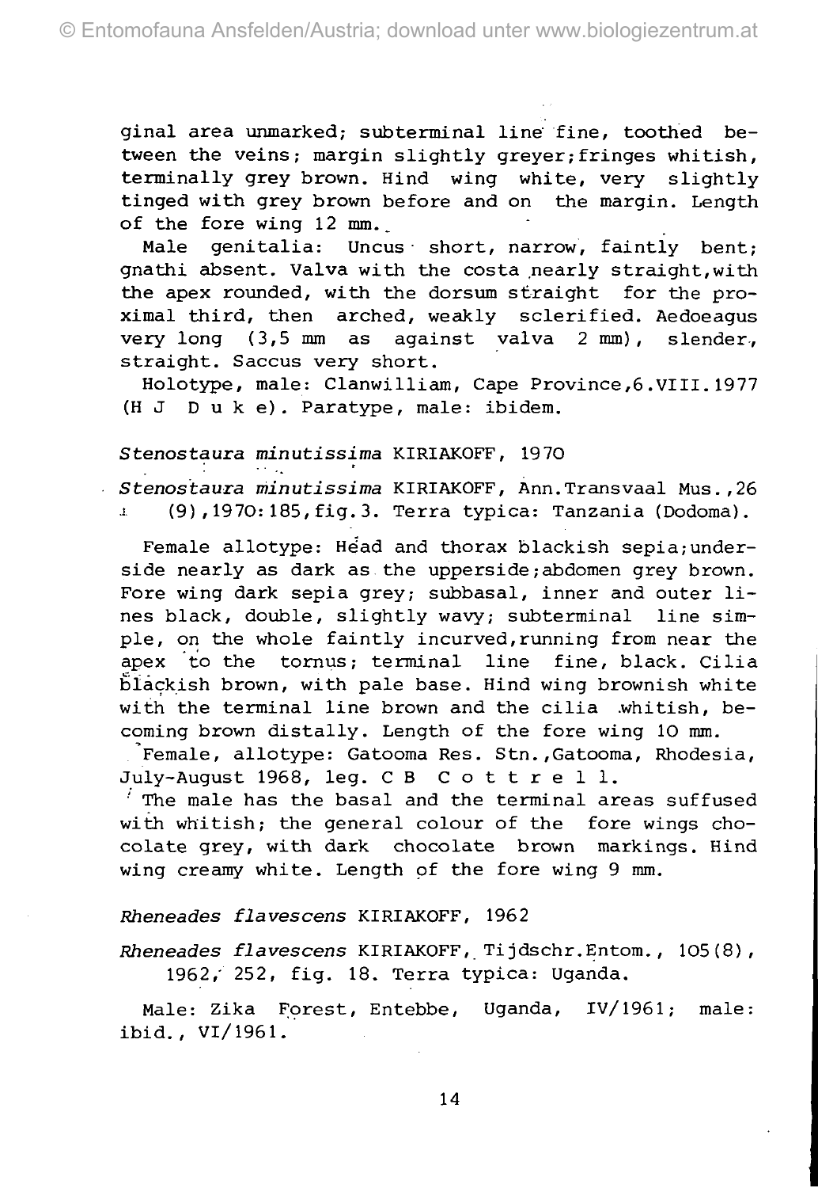ginal area unmarked; subterminal line fine, toothed between the veins; margin slightly greyer;fringes whitish, terminally grey brown. Hind wing white, very slightly tinged with grey brown before and on the margin. Length of the fore wing 12 mm.

Male genitalia: Uncus short, narrow, faintly bent; gnathi absent. Valva with the costa nearly straight,with the apex rounded, with the dorsum straight for the proximal third, then arched, weakly sclerified. Aedoeagus very long (3,5 mm as against valva 2 mm), slender, straight. Saccus very short.

Holotype, male: Clanwilliam, Cape Province,6.VIII.1977 (H J D u k e). Paratype, male: ibidem.

*Stenostaura minutissima* KIRIAKOFF, 1970

*Stenostaura minutissima* KIRIAKOFF, Ann.Transvaal Mus.,26 (9),1970:185,fig.3. Terra typica: Tanzania (Dodoma).

Female allotype: Head and thorax blackish sepia;underside nearly as dark as the upperside;abdomen grey brown. Fore wing dark sepia grey; subbasal, inner and outer lines black, double, slightly wavy; subterminal line simple, on the whole faintly incurved,running from near the apex to the tornus; terminal line fine, black. Cilia blackish brown, with pale base. Hind wing brownish white with the terminal line brown and the cilia whitish, becoming brown distally. Length of the fore wing 10 mm.

Female, allotype: Gatooma Res. Stn.,Gatooma, Rhodesia, July-August 1968, leg. C B C o t t r e l l.

The male has the basal and the terminal areas suffused with whitish; the general colour of the fore wings chocolate grey, with dark chocolate brown markings. Hind wing creamy white. Length of the fore wing 9 mm.

*Rheneades flavescens* KIRIAKOFF, 1962

*Rheneades flavescens* KIRIAKOFF, Tijdschr.Entom., 105(8), 1962, 252, fig. 18. Terra typica: Uganda.

Male: Zika Forest, Entebbe, Uganda, IV/1961; male: ibid., VI/1961.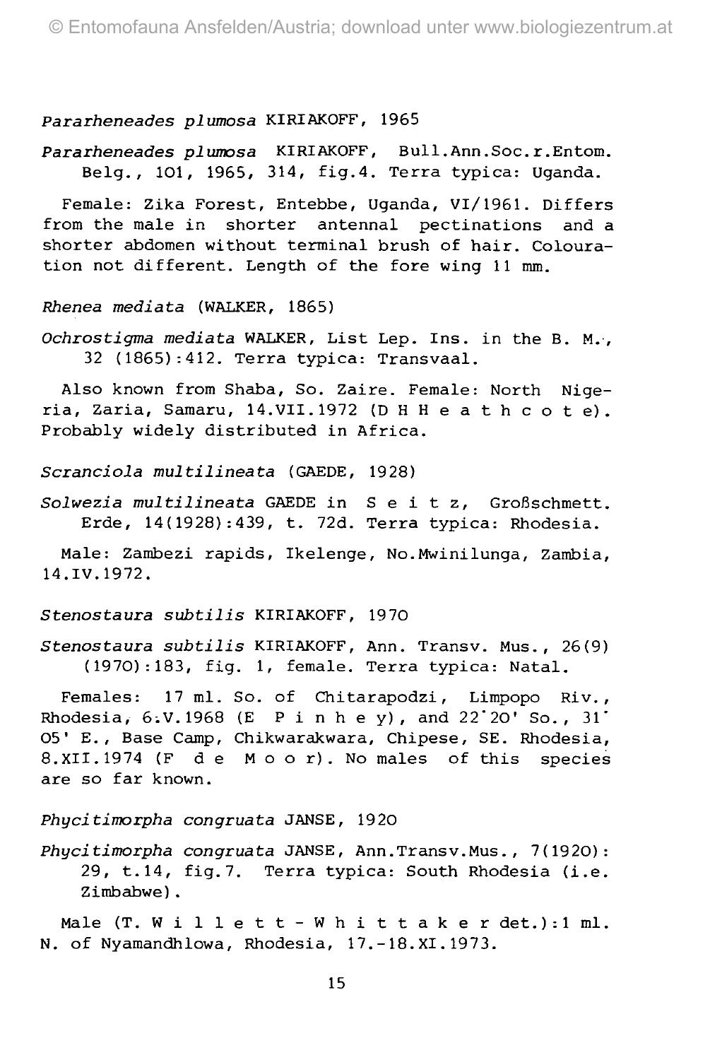*Pararheneades plumosa* KIRIAKOFF, 1965

*Pararheneades plumosa* KIRIAKOFF, Bull.Ann.Soc.r.Entom. Belg., 101, 1965, 314, fig.4. Terra typica: Uganda.

Female: Zika Forest, Entebbe, Uganda, VI/1961. Differs from the male in shorter antennal pectinations and a shorter abdomen without terminal brush of hair. Colouration not different. Length of the fore wing 11 mm.

*Rhenea mediata* (WALKER, 1865)

*Ochrostigma mediata* WALKER, List Lep. Ins. in the B. M., 32 (1865):412. Terra typica: Transvaal.

Also known from Shaba, So. Zaire. Female: North Nigeria, Zaria, Samaru, 14.VII.1972 (D H H e a t h c o t e). Probably widely distributed in Africa.

*Scranciola multilineata* (GAEDE, 1928)

*Solwezia multilineata* GAEDE in S e i t z, Großschmett. Erde, 14(1928):439, t. 72d. Terra typica: Rhodesia.

Male: Zambezi rapids, Ikelenge, No.Mwinilunga, Zambia, 14.IV.1972.

*Stenostaura subtilis* KIRIAKOFF, 1970

*Stenostaura subtilis* KIRIAKOFF, Ann. Transv. Mus., 26(9) (1970):183, fig. 1, female. Terra typica: Natal.

Females: 17 ml. So. of Chitarapodzi, Limpopo Riv., Rhodesia, 6.V.1968 (E P i n h e y), and 22°20' So., 31° 05' E., Base Camp, Chikwarakwara, Chipese, SE. Rhodesia, 8.XII.1974 (F d e M o o r). No males of this species are so far known.

*Phycitimorpha congruata* JANSE, 1920

*Phycitimorpha congruata* JANSE, Ann.Transv.Mus., 7(1920): 29, t.14, fig.7. Terra typica: South Rhodesia (i.e. Zimbabwe).

Male (T. W i l l e t t - W h i t t a k e r det.):1 ml. N. of Nyamandhlowa, Rhodesia, 17.-18.XI.1973.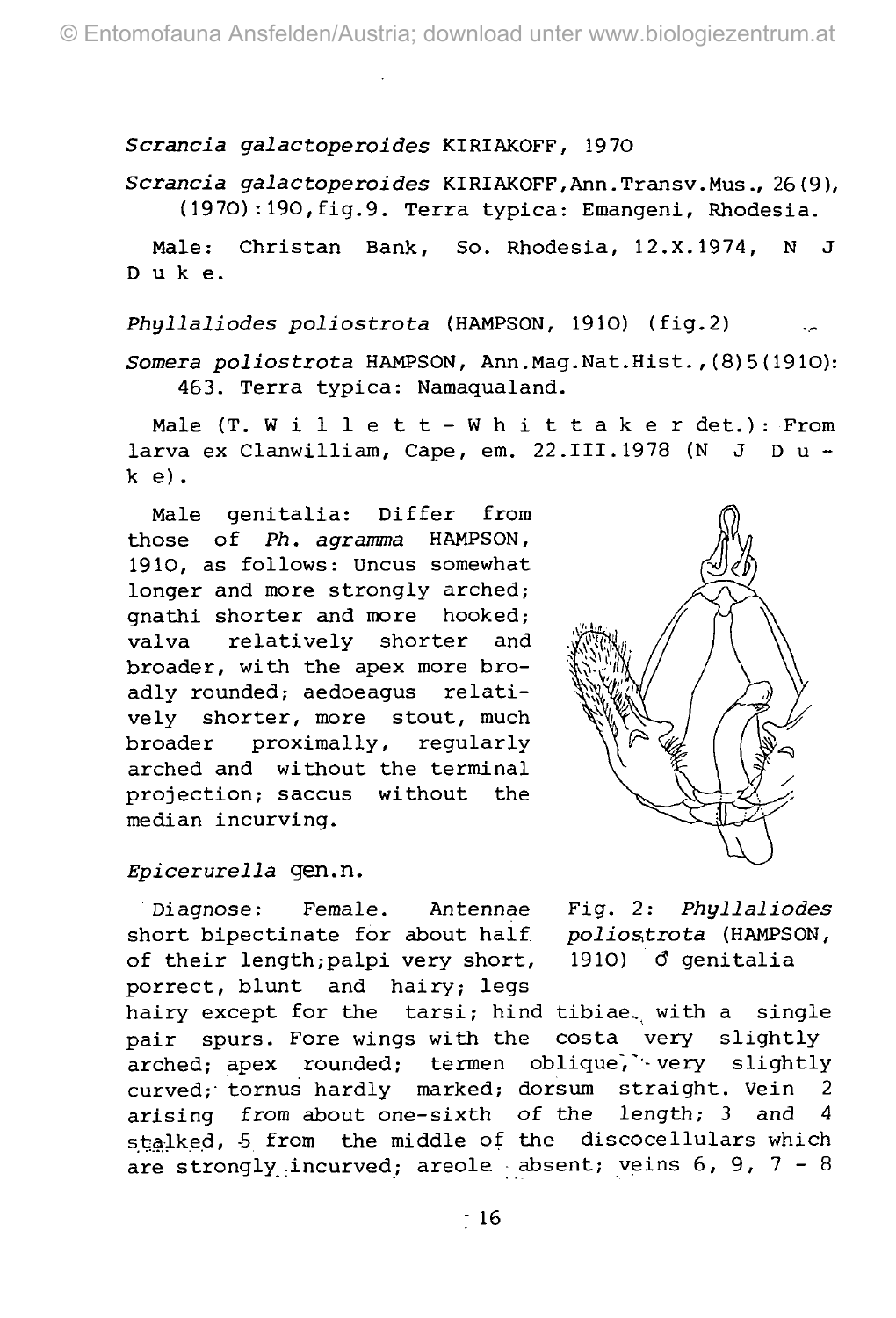*Scrancia galactoperoides* KIRIAKOFF, 1970

*Scrancia galactoperoides* KIRIAKOFF, Ann.Transv.Mus., 26(9), (1970):190, fig.9. Terra typica: Emangeni, Rhodesia.

Male: Christan Bank, So. Rhodesia, 12.X.1974, N J D u k e.

*Phyllaliodes poliostrota* (HAMPSON, 1910) (fig.2)

*Somera poliostrota* HAMPSON, Ann.Mag.Nat.Hist.,(8)5(1910): 463. Terra typica: Namaqualand.

Male (T. W i l l e t t - W h i t t a k e r det.): From larva ex Clanwilliam, Cape, em. 22.III.1978 (N J D u - k e).

Male genitalia: Differ from those of *Ph. agramma* HAMPSON, 1910, as follows: Uncus somewhat longer and more strongly arched; gnathi shorter and more hooked; valva relatively shorter and broader, with the apex more broadly rounded; aedoeagus relatively shorter, more stout, much broader proximally, regularly arched and without the terminal projection; saccus without the median incurving.

Fig. 2: *Phyllaliodes poliostrota* (HAMPSON, 1910) ♂ genitalia

*Epicerurella* gen.n.

Diagnose: Female. Antennae short bipectinate for about half of their length; palpi very short, porrect, blunt and hairy; legs hairy except for the tarsi; hind tibiae with a single pair spurs. Fore wings with the costa very slightly arched; apex rounded; termen oblique, very slightly curved; tornus hardly marked; dorsum straight. Vein 2 arising from about one-sixth of the length; 3 and 4 stalked, 5 from the middle of the discocellulars which are strongly incurved; areole absent; veins 6, 9, 7 - 8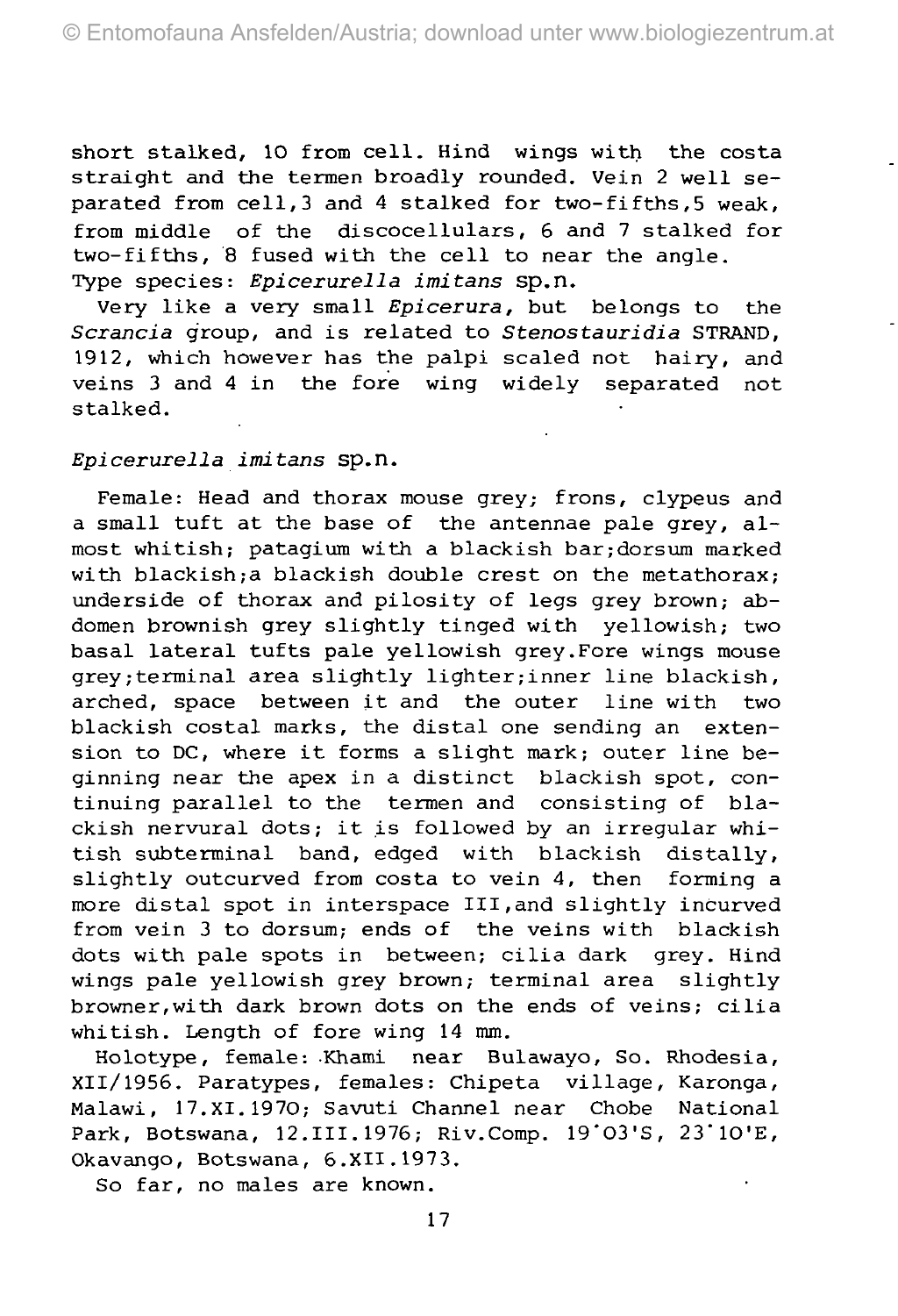short stalked, 10 from cell. Hind wings with the costa straight and the termen broadly rounded. Vein 2 well separated from cell, 3 and 4 stalked for two-fifths, 5 weak, from middle of the discocellulars, 6 and 7 stalked for two-fifths, 8 fused with the cell to near the angle. Type species: *Epicerurella imitans* sp.n.

Very like a very small *Epicerura*, but belongs to the *Scrancia* group, and is related to *Stenostauridia* STRAND, 1912, which however has the palpi scaled not hairy, and veins 3 and 4 in the fore wing widely separated not stalked.

*Epicerurella imitans* sp.n.

Female: Head and thorax mouse grey; frons, clypeus and a small tuft at the base of the antennae pale grey, almost whitish; patagium with a blackish bar; dorsum marked with blackish; a blackish double crest on the metathorax; underside of thorax and pilosity of legs grey brown; abdomen brownish grey slightly tinged with yellowish; two basal lateral tufts pale yellowish grey. Fore wings mouse grey; terminal area slightly lighter; inner line blackish, arched, space between it and the outer line with two blackish costal marks, the distal one sending an extension to DC, where it forms a slight mark; outer line beginning near the apex in a distinct blackish spot, continuing parallel to the termen and consisting of blackish nervural dots; it is followed by an irregular whitish subterminal band, edged with blackish distally, slightly outcurved from costa to vein 4, then forming a more distal spot in interspace III, and slightly incurved from vein 3 to dorsum; ends of the veins with blackish dots with pale spots in between; cilia dark grey. Hind wings pale yellowish grey brown; terminal area slightly browner, with dark brown dots on the ends of veins; cilia whitish. Length of fore wing 14 mm.

Holotype, female: Khami near Bulawayo, So. Rhodesia, XII/1956. Paratypes, females: Chipeta village, Karonga, Malawi, 17.XI.1970; Savuti Channel near Chobe National Park, Botswana, 12.III.1976; Riv.Comp. 19°03'S, 23°10'E, Okavango, Botswana, 6.XII.1973.

So far, no males are known.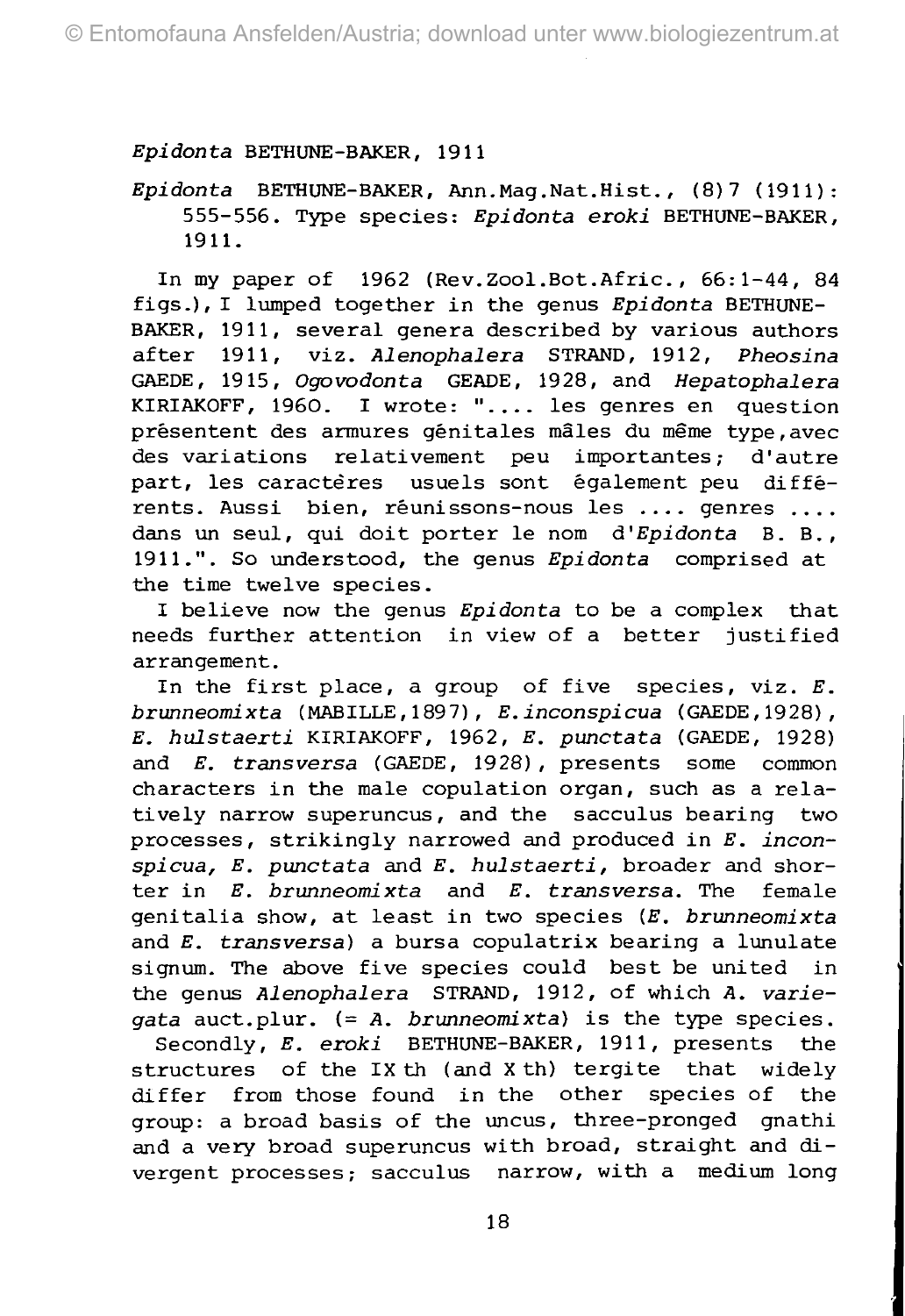*Epidonta* BETHUNE-BAKER, 1911

*Epidonta* BETHUNE-BAKER, Ann.Mag.Nat.Hist., (8)7 (1911): 555-556. Type species: *Epidonta eroki* BETHUNE-BAKER, 1911.

In my paper of 1962 (Rev.Zool.Bot.Afric., 66:1-44, 84 figs.), I lumped together in the genus *Epidonta* BETHUNE-BAKER, 1911, several genera described by various authors after 1911, viz. *Alenophalera* STRAND, 1912, *Pheosina* GAEDE, 1915, *Ogovodonta* GEADE, 1928, and *Hepatophalera* KIRIAKOFF, 1960. I wrote: ".... les genres en question présentent des armures génitales mâles du même type, avec des variations relativement peu importantes; d'autre part, les caractères usuels sont également peu différents. Aussi bien, réunissons-nous les .... genres .... dans un seul, qui doit porter le nom d'*Epidonta* B. B., 1911.". So understood, the genus *Epidonta* comprised at the time twelve species.

I believe now the genus *Epidonta* to be a complex that needs further attention in view of a better justified arrangement.

In the first place, a group of five species, viz. *E. brunneomixta* (MABILLE, 1897), *E. inconspicua* (GAEDE, 1928), *E. hulstaerti* KIRIAKOFF, 1962, *E. punctata* (GAEDE, 1928) and *E. transversa* (GAEDE, 1928), presents some common characters in the male copulation organ, such as a relatively narrow superuncus, and the sacculus bearing two processes, strikingly narrowed and produced in *E. inconspicua*, *E. punctata* and *E. hulstaerti*, broader and shorter in *E. brunneomixta* and *E. transversa*. The female genitalia show, at least in two species (*E. brunneomixta* and *E. transversa*) a bursa copulatrix bearing a lunulate signum. The above five species could best be united in the genus *Alenophalera* STRAND, 1912, of which *A. variegata* auct.plur. (= *A. brunneomixta*) is the type species.

Secondly, *E. eroki* BETHUNE-BAKER, 1911, presents the structures of the IX th (and X th) tergite that widely differ from those found in the other species of the group: a broad basis of the uncus, three-pronged gnathi and a very broad superuncus with broad, straight and divergent processes; sacculus narrow, with a medium long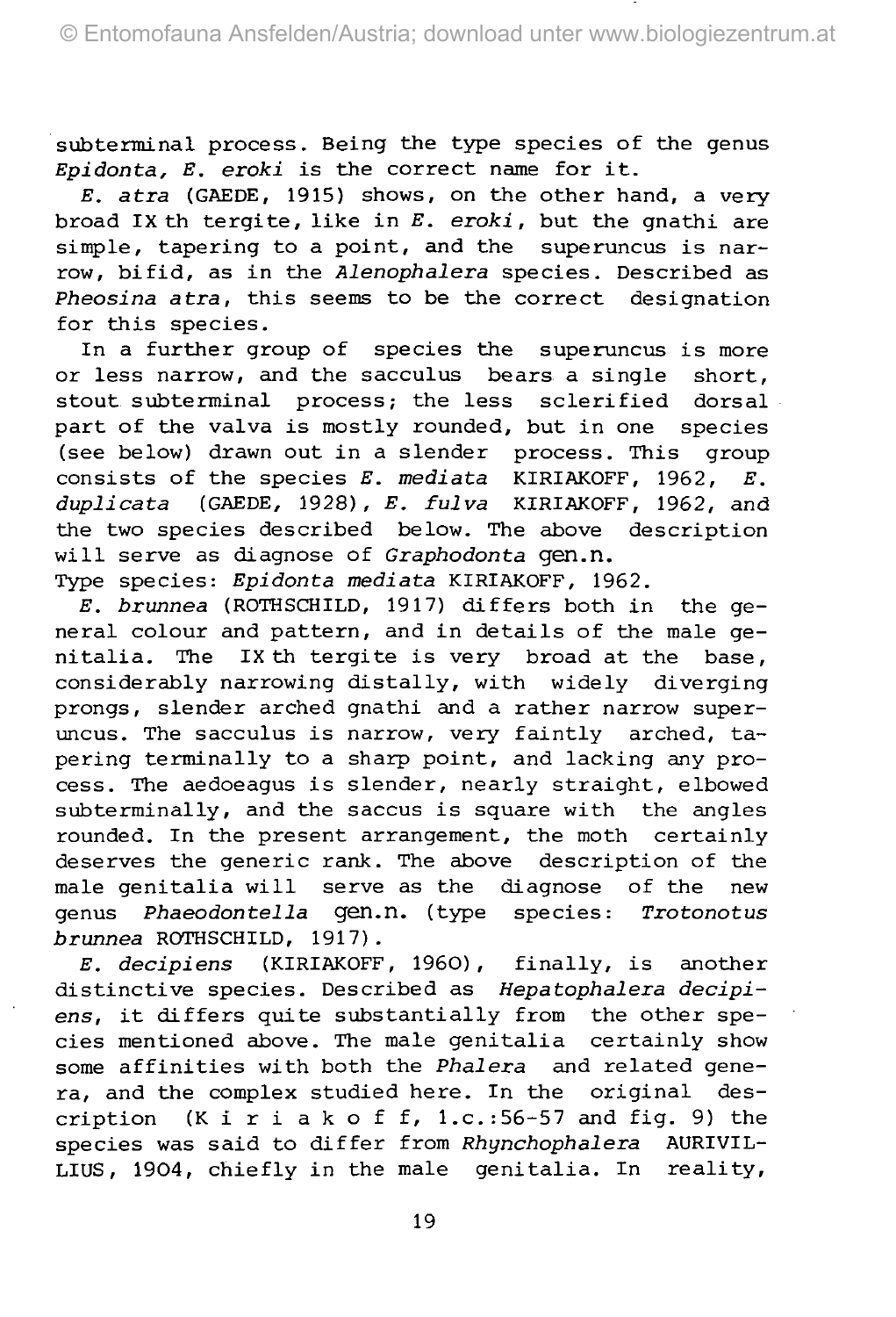subterminal process. Being the type species of the genus *Epidonta, E. eroki* is the correct name for it.

*E. atra* (GAEDE, 1915) shows, on the other hand, a very broad IX th tergite, like in *E. eroki*, but the gnathi are simple, tapering to a point, and the superuncus is narrow, bifid, as in the *Alenophalera* species. Described as *Pheosina atra*, this seems to be the correct designation for this species.

In a further group of species the superuncus is more or less narrow, and the sacculus bears a single short, stout subterminal process; the less sclerified dorsal part of the valva is mostly rounded, but in one species (see below) drawn out in a slender process. This group consists of the species *E. mediata* KIRIAKOFF, 1962, *E. duplicata* (GAEDE, 1928), *E. fulva* KIRIAKOFF, 1962, and the two species described below. The above description will serve as diagnose of *Graphodonta* gen.n.
Type species: *Epidonta mediata* KIRIAKOFF, 1962.

*E. brunnea* (ROTHSCHILD, 1917) differs both in the general colour and pattern, and in details of the male genitalia. The IX th tergite is very broad at the base, considerably narrowing distally, with widely diverging prongs, slender arched gnathi and a rather narrow superuncus. The sacculus is narrow, very faintly arched, tapering terminally to a sharp point, and lacking any process. The aedoeagus is slender, nearly straight, elbowed subterminally, and the saccus is square with the angles rounded. In the present arrangement, the moth certainly deserves the generic rank. The above description of the male genitalia will serve as the diagnose of the new genus *Phaeodontella* gen.n. (type species: *Trotonotus brunnea* ROTHSCHILD, 1917).

*E. decipiens* (KIRIAKOFF, 1960), finally, is another distinctive species. Described as *Hepatophalera decipiens*, it differs quite substantially from the other species mentioned above. The male genitalia certainly show some affinities with both the *Phalera* and related genera, and the complex studied here. In the original description (K i r i a k o f f, l.c.:56-57 and fig. 9) the species was said to differ from *Rhynchophalera* AURIVILLIUS, 1904, chiefly in the male genitalia. In reality,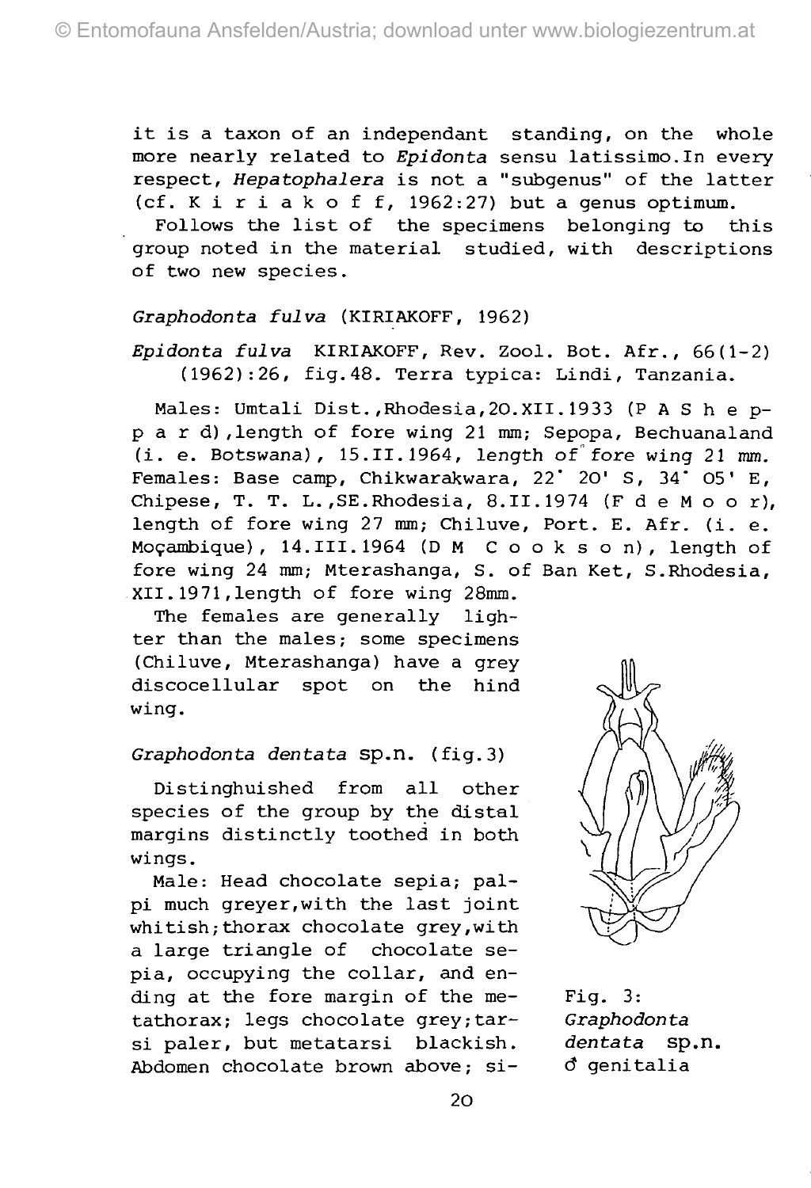it is a taxon of an independant standing, on the whole more nearly related to *Epidonta* sensu latissimo. In every respect, *Hepatophalera* is not a "subgenus" of the latter (cf. K i r i a k o f f, 1962:27) but a genus optimum.

Follows the list of the specimens belonging to this group noted in the material studied, with descriptions of two new species.

*Graphodonta fulva* (KIRIAKOFF, 1962)

*Epidonta fulva* KIRIAKOFF, Rev. Zool. Bot. Afr., 66(1-2) (1962):26, fig.48. Terra typica: Lindi, Tanzania.

Males: Umtali Dist., Rhodesia, 20.XII.1933 (P A S h e p p a r d), length of fore wing 21 mm; Sepopa, Bechuanaland (i. e. Botswana), 15.II.1964, length of fore wing 21 mm. Females: Base camp, Chikwarakwara, 22° 20' S, 34° 05' E, Chipese, T. T. L., SE.Rhodesia, 8.II.1974 (F d e M o o r), length of fore wing 27 mm; Chiluve, Port. E. Afr. (i. e. Moçambique), 14.III.1964 (D M C o o k s o n), length of fore wing 24 mm; Mterashanga, S. of Ban Ket, S.Rhodesia, XII.1971, length of fore wing 28mm.

The females are generally lighter than the males; some specimens (Chiluve, Mterashanga) have a grey discocellular spot on the hind wing.

*Graphodonta dentata* sp.n. (fig.3)

Distinghuished from all other species of the group by the distal margins distinctly toothed in both wings.

Male: Head chocolate sepia; palpi much greyer, with the last joint whitish; thorax chocolate grey, with a large triangle of chocolate sepia, occupying the collar, and ending at the fore margin of the metathorax; legs chocolate grey; tarsi paler, but metatarsi blackish. Abdomen chocolate brown above; si-

Fig. 3: *Graphodonta dentata* sp.n. ♂ genitalia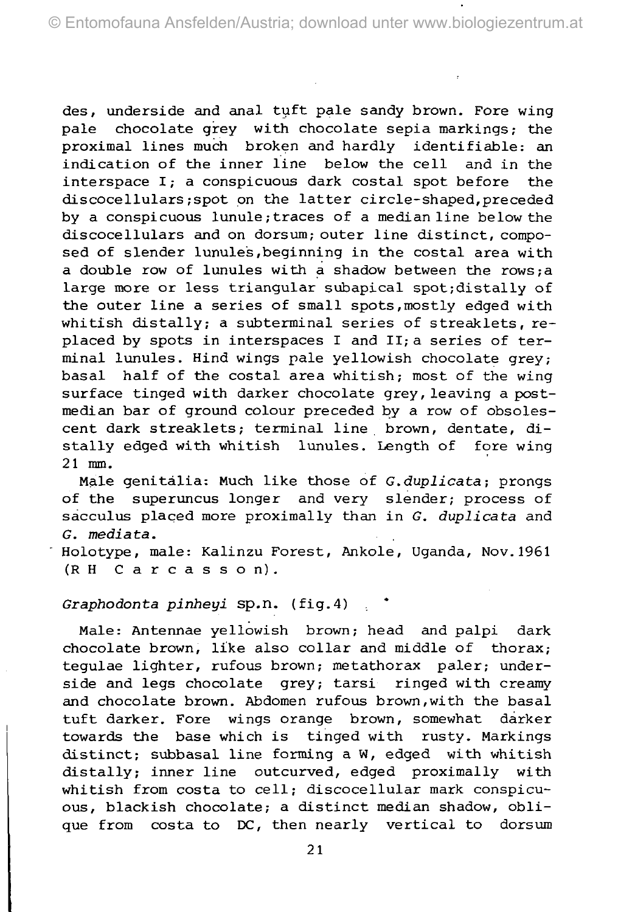des, underside and anal tuft pale sandy brown. Fore wing pale chocolate grey with chocolate sepia markings; the proximal lines much broken and hardly identifiable: an indication of the inner line below the cell and in the interspace I; a conspicuous dark costal spot before the discocellulars;spot on the latter circle-shaped,preceded by a conspicuous lunule;traces of a median line below the discocellulars and on dorsum; outer line distinct, composed of slender lunules,beginning in the costal area with a double row of lunules with a shadow between the rows;a large more or less triangular subapical spot;distally of the outer line a series of small spots,mostly edged with whitish distally; a subterminal series of streaklets, replaced by spots in interspaces I and II; a series of terminal lunules. Hind wings pale yellowish chocolate grey; basal half of the costal area whitish; most of the wing surface tinged with darker chocolate grey, leaving a postmedian bar of ground colour preceded by a row of obsolescent dark streaklets; terminal line brown, dentate, distally edged with whitish lunules. Length of fore wing 21 mm.

Male genitalia: Much like those of *G. duplicata*; prongs of the superuncus longer and very slender; process of sacculus placed more proximally than in *G. duplicata* and *G. mediata*.

Holotype, male: Kalinzu Forest, Ankole, Uganda, Nov.1961 (R H C a r c a s s o n).

*Graphodonta pinheyi* sp.n. (fig.4)

Male: Antennae yellowish brown; head and palpi dark chocolate brown, like also collar and middle of thorax; tegulae lighter, rufous brown; metathorax paler; underside and legs chocolate grey; tarsi ringed with creamy and chocolate brown. Abdomen rufous brown,with the basal tuft darker. Fore wings orange brown, somewhat darker towards the base which is tinged with rusty. Markings distinct; subbasal line forming a W, edged with whitish distally; inner line outcurved, edged proximally with whitish from costa to cell; discocellular mark conspicuous, blackish chocolate; a distinct median shadow, oblique from costa to DC, then nearly vertical to dorsum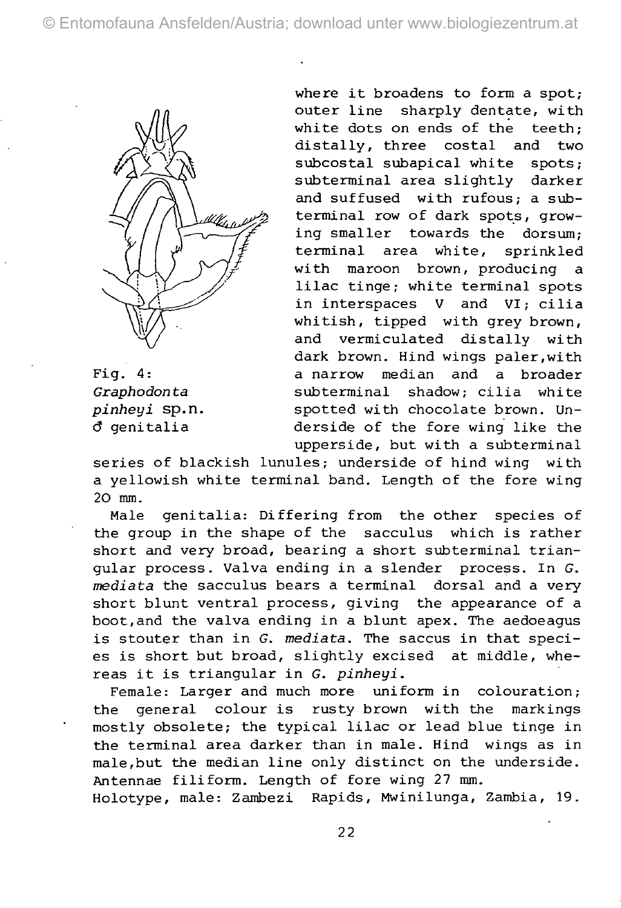Fig. 4: *Graphodonta pinheyi* sp.n. ♂ genitalia

where it broadens to form a spot; outer line sharply dentate, with white dots on ends of the teeth; distally, three costal and two subcostal subapical white spots; subterminal area slightly darker and suffused with rufous; a subterminal row of dark spots, growing smaller towards the dorsum; terminal area white, sprinkled with maroon brown, producing a lilac tinge; white terminal spots in interspaces V and VI; cilia whitish, tipped with grey brown, and vermiculated distally with dark brown. Hind wings paler, with a narrow median and a broader subterminal shadow; cilia white spotted with chocolate brown. Underside of the fore wing like the upperside, but with a subterminal series of blackish lunules; underside of hind wing with a yellowish white terminal band. Length of the fore wing 20 mm.

Male genitalia: Differing from the other species of the group in the shape of the sacculus which is rather short and very broad, bearing a short subterminal triangular process. Valva ending in a slender process. In *G. mediata* the sacculus bears a terminal dorsal and a very short blunt ventral process, giving the appearance of a boot, and the valva ending in a blunt apex. The aedoeagus is stouter than in *G. mediata*. The saccus in that species is short but broad, slightly excised at middle, whereas it is triangular in *G. pinheyi*.

Female: Larger and much more uniform in colouration; the general colour is rusty brown with the markings mostly obsolete; the typical lilac or lead blue tinge in the terminal area darker than in male. Hind wings as in male, but the median line only distinct on the underside. Antennae filiform. Length of fore wing 27 mm.

Holotype, male: Zambezi Rapids, Mwinilunga, Zambia, 19.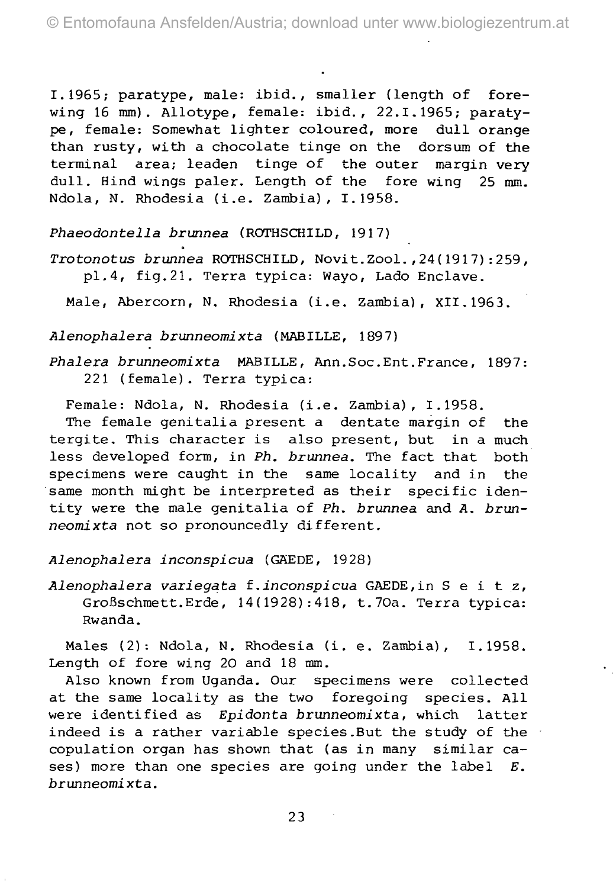I.1965; paratype, male: ibid., smaller (length of forewing 16 mm). Allotype, female: ibid., 22.I.1965; paratype, female: Somewhat lighter coloured, more dull orange than rusty, with a chocolate tinge on the dorsum of the terminal area; leaden tinge of the outer margin very dull. Hind wings paler. Length of the fore wing 25 mm. Ndola, N. Rhodesia (i.e. Zambia), I.1958.

*Phaeodontella brunnea* (ROTHSCHILD, 1917)

*Trotonotus brunnea* ROTHSCHILD, Novit.Zool.,24(1917):259, pl.4, fig.21. Terra typica: Wayo, Lado Enclave.

Male, Abercorn, N. Rhodesia (i.e. Zambia), XII.1963.

*Alenophalera brunneomixta* (MABILLE, 1897)

*Phalera brunneomixta* MABILLE, Ann.Soc.Ent.France, 1897: 221 (female). Terra typica:

Female: Ndola, N. Rhodesia (i.e. Zambia), I.1958.

The female genitalia present a dentate margin of the tergite. This character is also present, but in a much less developed form, in *Ph. brunnea*. The fact that both specimens were caught in the same locality and in the same month might be interpreted as their specific identity were the male genitalia of *Ph. brunnea* and *A. brunneomixta* not so pronouncedly different.

*Alenophalera inconspicua* (GAEDE, 1928)

*Alenophalera variegata* f.*inconspicua* GAEDE,in S e i t z, Großschmett.Erde, 14(1928):418, t.70a. Terra typica: Rwanda.

Males (2): Ndola, N. Rhodesia (i. e. Zambia), I.1958. Length of fore wing 20 and 18 mm.

Also known from Uganda. Our specimens were collected at the same locality as the two foregoing species. All were identified as *Epidonta brunneomixta*, which latter indeed is a rather variable species.But the study of the copulation organ has shown that (as in many similar cases) more than one species are going under the label *E. brunneomixta*.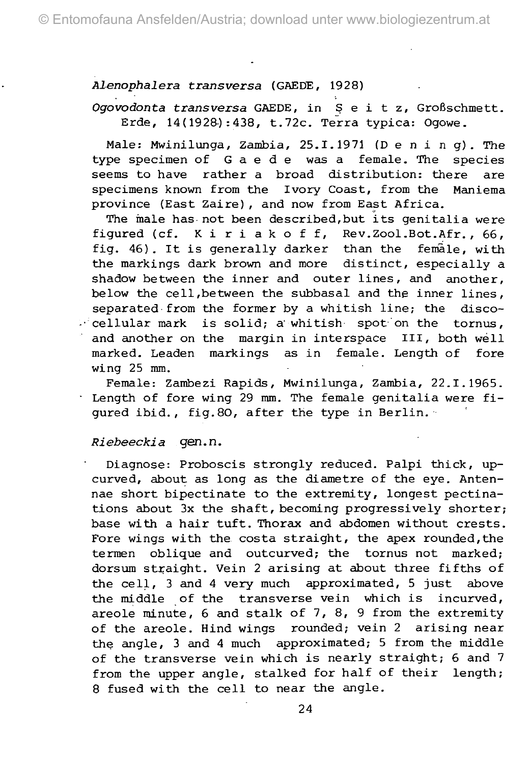*Alenophalera transversa* (GAEDE, 1928)

*Ogovodonta transversa* GAEDE, in S e i t z, Großschmett. Erde, 14(1928):438, t.72c. Terra typica: Ogowe.

Male: Mwinilunga, Zambia, 25.I.1971 (D e n i n g). The type specimen of G a e d e was a female. The species seems to have rather a broad distribution: there are specimens known from the Ivory Coast, from the Maniema province (East Zaire), and now from East Africa.

The male has not been described,but its genitalia were figured (cf. K i r i a k o f f, Rev.Zool.Bot.Afr., 66, fig. 46). It is generally darker than the female, with the markings dark brown and more distinct, especially a shadow between the inner and outer lines, and another, below the cell,between the subbasal and the inner lines, separated from the former by a whitish line; the disco-cellular mark is solid; a whitish spot on the tornus, and another on the margin in interspace III, both well marked. Leaden markings as in female. Length of fore wing 25 mm.

Female: Zambezi Rapids, Mwinilunga, Zambia, 22.I.1965. Length of fore wing 29 mm. The female genitalia were figured ibid., fig.80, after the type in Berlin.

*Riebeeckia* gen.n.

Diagnose: Proboscis strongly reduced. Palpi thick, upcurved, about as long as the diametre of the eye. Antennae short bipectinate to the extremity, longest pectinations about 3x the shaft, becoming progressively shorter; base with a hair tuft. Thorax and abdomen without crests. Fore wings with the costa straight, the apex rounded,the termen oblique and outcurved; the tornus not marked; dorsum straight. Vein 2 arising at about three fifths of the cell, 3 and 4 very much approximated, 5 just above the middle of the transverse vein which is incurved, areole minute, 6 and stalk of 7, 8, 9 from the extremity of the areole. Hind wings rounded; vein 2 arising near the angle, 3 and 4 much approximated; 5 from the middle of the transverse vein which is nearly straight; 6 and 7 from the upper angle, stalked for half of their length; 8 fused with the cell to near the angle.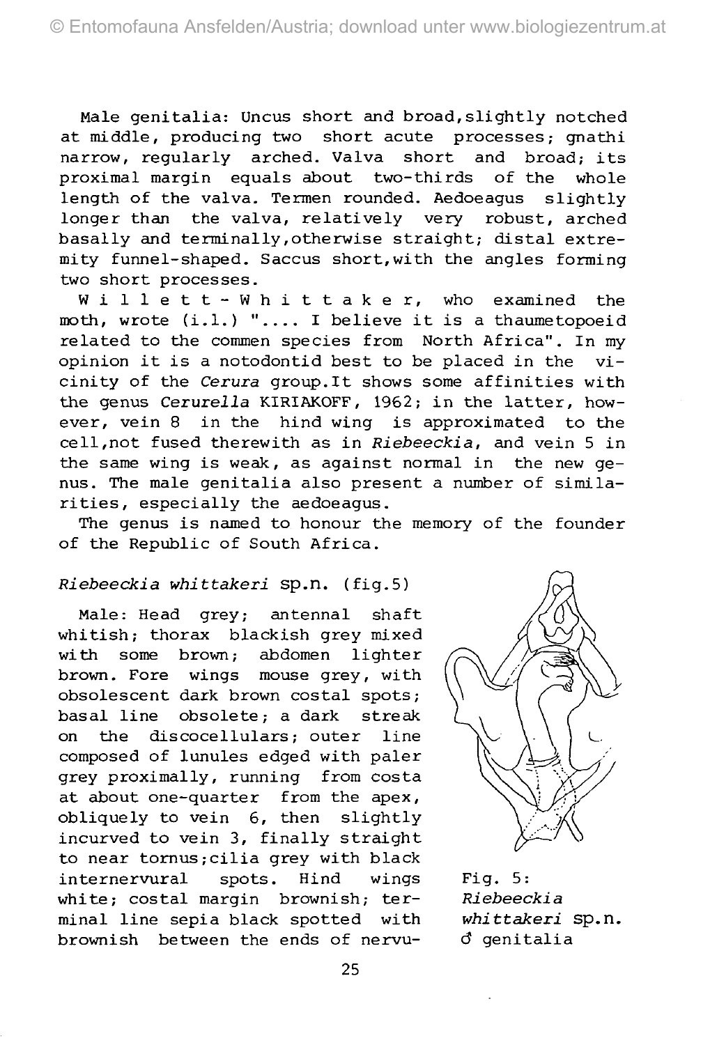Male genitalia: Uncus short and broad, slightly notched at middle, producing two short acute processes; gnathi narrow, regularly arched. Valva short and broad; its proximal margin equals about two-thirds of the whole length of the valva. Termen rounded. Aedoeagus slightly longer than the valva, relatively very robust, arched basally and terminally, otherwise straight; distal extremity funnel-shaped. Saccus short, with the angles forming two short processes.

Willett-Whittaker, who examined the moth, wrote (i.l.) ".... I believe it is a thaumetopoeid related to the commen species from North Africa". In my opinion it is a notodontid best to be placed in the vicinity of the *Cerura* group. It shows some affinities with the genus *Cerurella* KIRIAKOFF, 1962; in the latter, however, vein 8 in the hind wing is approximated to the cell, not fused therewith as in *Riebeeckia*, and vein 5 in the same wing is weak, as against normal in the new genus. The male genitalia also present a number of similarities, especially the aedoeagus.

The genus is named to honour the memory of the founder of the Republic of South Africa.

*Riebeeckia whittakeri* sp.n. (fig.5)

Male: Head grey; antennal shaft whitish; thorax blackish grey mixed with some brown; abdomen lighter brown. Fore wings mouse grey, with obsolescent dark brown costal spots; basal line obsolete; a dark streak on the discocellulars; outer line composed of lunules edged with paler grey proximally, running from costa at about one-quarter from the apex, obliquely to vein 6, then slightly incurved to vein 3, finally straight to near tornus; cilia grey with black internervural spots. Hind wings white; costal margin brownish; terminal line sepia black spotted with brownish between the ends of nervu-

Fig. 5: *Riebeeckia whittakeri* sp.n. ♂ genitalia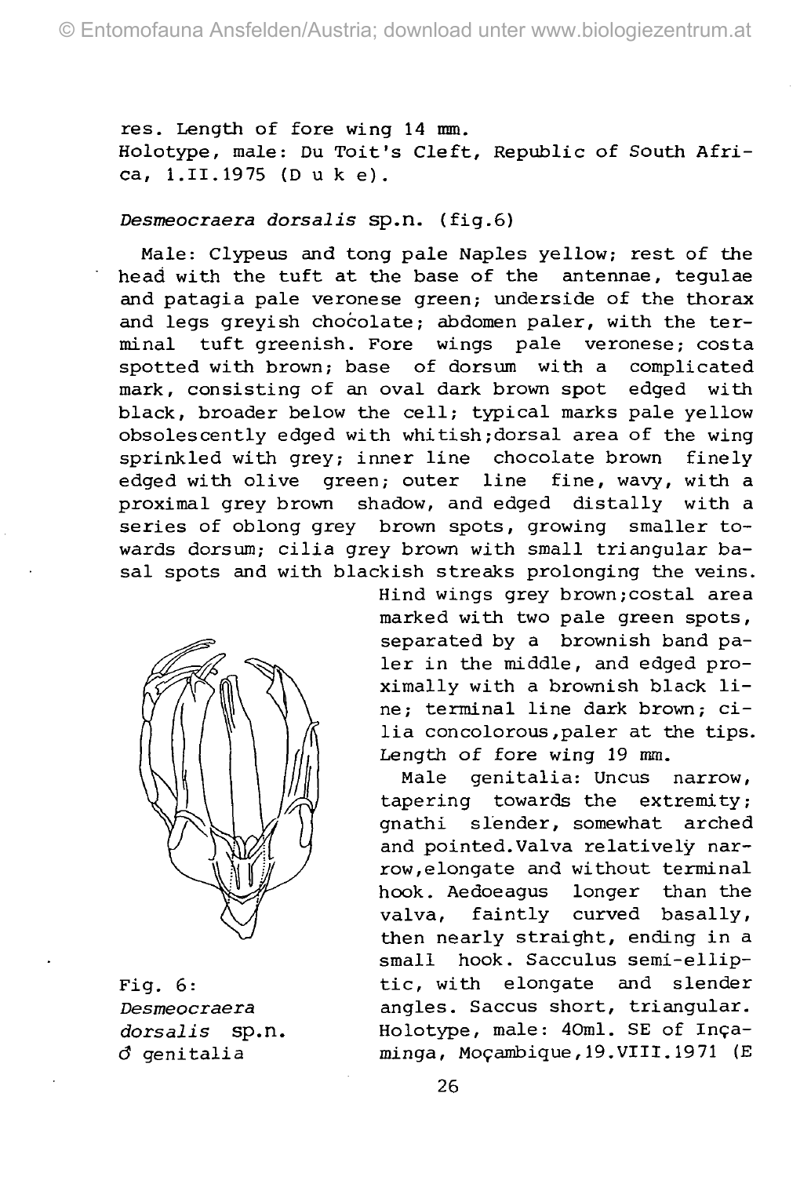res. Length of fore wing 14 mm.
Holotype, male: Du Toit's Cleft, Republic of South Africa, 1.II.1975 (D u k e).

*Desmeocraera dorsalis* sp.n. (fig.6)

Male: Clypeus and tong pale Naples yellow; rest of the head with the tuft at the base of the antennae, tegulae and patagia pale veronese green; underside of the thorax and legs greyish chocolate; abdomen paler, with the terminal tuft greenish. Fore wings pale veronese; costa spotted with brown; base of dorsum with a complicated mark, consisting of an oval dark brown spot edged with black, broader below the cell; typical marks pale yellow obsolescently edged with whitish;dorsal area of the wing sprinkled with grey; inner line chocolate brown finely edged with olive green; outer line fine, wavy, with a proximal grey brown shadow, and edged distally with a series of oblong grey brown spots, growing smaller towards dorsum; cilia grey brown with small triangular basal spots and with blackish streaks prolonging the veins. Hind wings grey brown;costal area marked with two pale green spots, separated by a brownish band paler in the middle, and edged proximally with a brownish black line; terminal line dark brown; cilia concolorous,paler at the tips. Length of fore wing 19 mm.

Male genitalia: Uncus narrow, tapering towards the extremity; gnathi slender, somewhat arched and pointed.Valva relatively narrow,elongate and without terminal hook. Aedoeagus longer than the valva, faintly curved basally, then nearly straight, ending in a small hook. Sacculus semi-elliptic, with elongate and slender angles. Saccus short, triangular. Holotype, male: 40ml. SE of Inçaminga, Moçambique,19.VIII.1971 (E

Fig. 6: *Desmeocraera dorsalis* sp.n. ♂ genitalia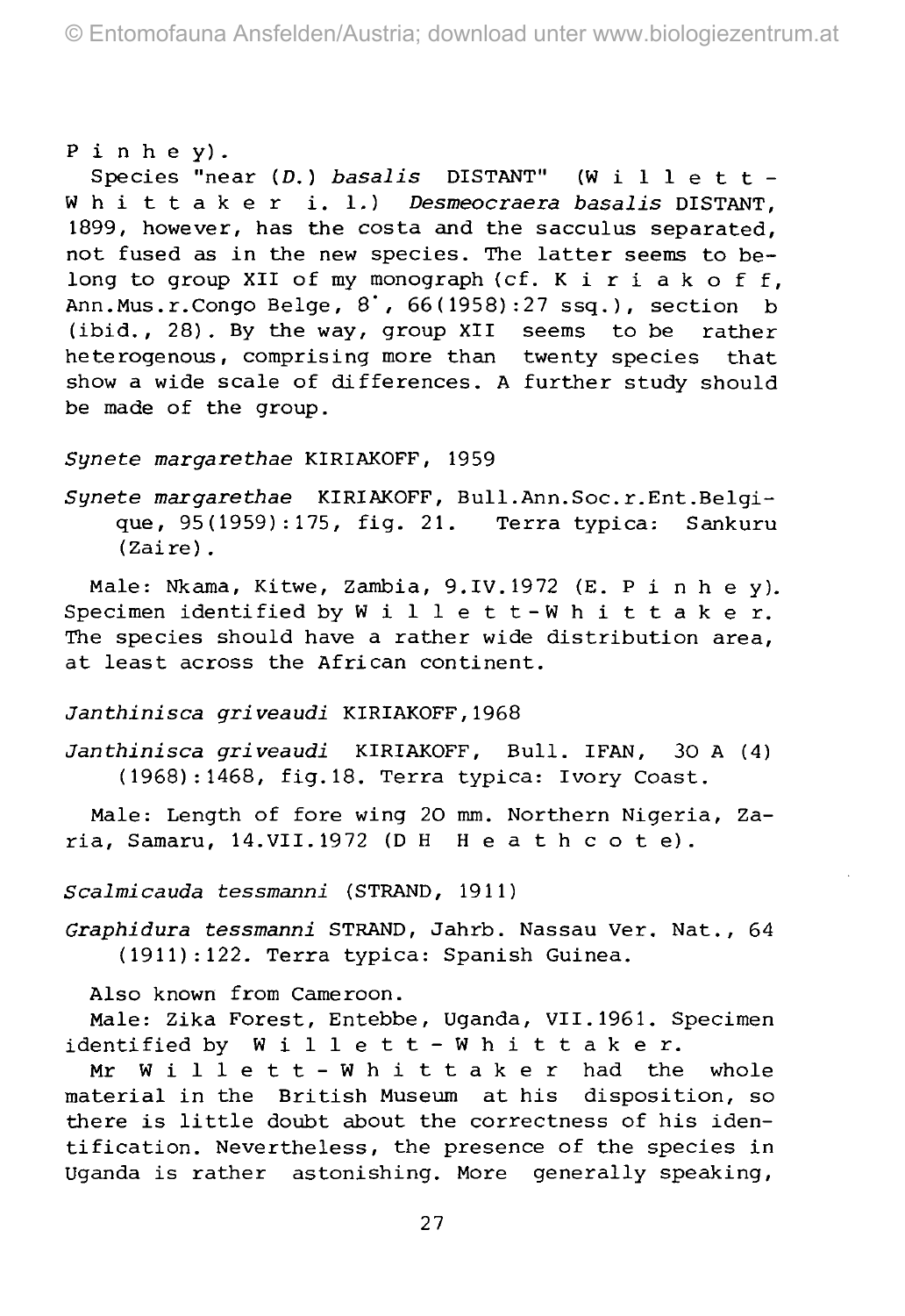P i n h e y).

Species "near (*D.*) *basalis* DISTANT" (W i l l e t t - W h i t t a k e r i. l.) *Desmeocraera basalis* DISTANT, 1899, however, has the costa and the sacculus separated, not fused as in the new species. The latter seems to belong to group XII of my monograph (cf. K i r i a k o f f, Ann.Mus.r.Congo Belge, 8˚, 66(1958):27 ssq.), section b (ibid., 28). By the way, group XII seems to be rather heterogenous, comprising more than twenty species that show a wide scale of differences. A further study should be made of the group.

*Synete margarethae* KIRIAKOFF, 1959

*Synete margarethae* KIRIAKOFF, Bull.Ann.Soc.r.Ent.Belgique, 95(1959):175, fig. 21. Terra typica: Sankuru (Zaire).

Male: Nkama, Kitwe, Zambia, 9.IV.1972 (E. P i n h e y). Specimen identified by W i l l e t t - W h i t t a k e r. The species should have a rather wide distribution area, at least across the African continent.

*Janthinisca griveaudi* KIRIAKOFF, 1968

*Janthinisca griveaudi* KIRIAKOFF, Bull. IFAN, 30 A (4) (1968):1468, fig.18. Terra typica: Ivory Coast.

Male: Length of fore wing 20 mm. Northern Nigeria, Zaria, Samaru, 14.VII.1972 (D H H e a t h c o t e).

*Scalmicauda tessmanni* (STRAND, 1911)

*Graphidura tessmanni* STRAND, Jahrb. Nassau Ver. Nat., 64 (1911):122. Terra typica: Spanish Guinea.

Also known from Cameroon.

Male: Zika Forest, Entebbe, Uganda, VII.1961. Specimen identified by W i l l e t t - W h i t t a k e r.

Mr W i l l e t t - W h i t t a k e r had the whole material in the British Museum at his disposition, so there is little doubt about the correctness of his identification. Nevertheless, the presence of the species in Uganda is rather astonishing. More generally speaking,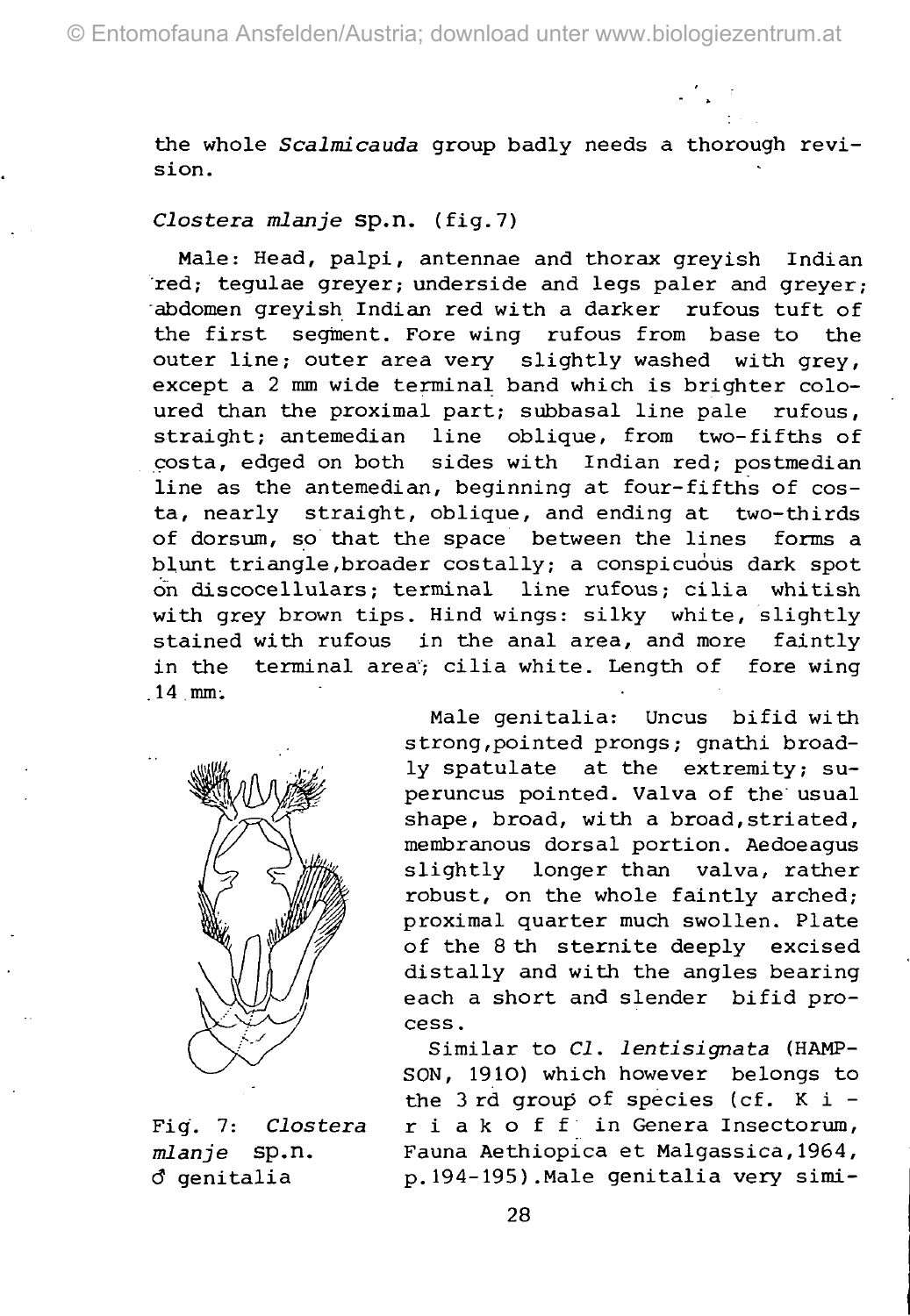the whole *Scalmicauda* group badly needs a thorough revision.

*Clostera mlanje* sp.n. (fig.7)

Male: Head, palpi, antennae and thorax greyish Indian red; tegulae greyer; underside and legs paler and greyer; abdomen greyish Indian red with a darker rufous tuft of the first segment. Fore wing rufous from base to the outer line; outer area very slightly washed with grey, except a 2 mm wide terminal band which is brighter coloured than the proximal part; subbasal line pale rufous, straight; antemedian line oblique, from two-fifths of costa, edged on both sides with Indian red; postmedian line as the antemedian, beginning at four-fifths of costa, nearly straight, oblique, and ending at two-thirds of dorsum, so that the space between the lines forms a blunt triangle,broader costally; a conspicuous dark spot on discocellulars; terminal line rufous; cilia whitish with grey brown tips. Hind wings: silky white, slightly stained with rufous in the anal area, and more faintly in the terminal area; cilia white. Length of fore wing 14 mm.

Male genitalia: Uncus bifid with strong,pointed prongs; gnathi broadly spatulate at the extremity; superuncus pointed. Valva of the usual shape, broad, with a broad,striated, membranous dorsal portion. Aedoeagus slightly longer than valva, rather robust, on the whole faintly arched; proximal quarter much swollen. Plate of the 8 th sternite deeply excised distally and with the angles bearing each a short and slender bifid process.

Fig. 7: *Clostera mlanje* sp.n. ♂ genitalia

Similar to *Cl. lentisignata* (HAMPSON, 1910) which however belongs to the 3 rd group of species (cf. K i r i a k o f f in Genera Insectorum, Fauna Aethiopica et Malgassica,1964, p.194-195).Male genitalia very simi-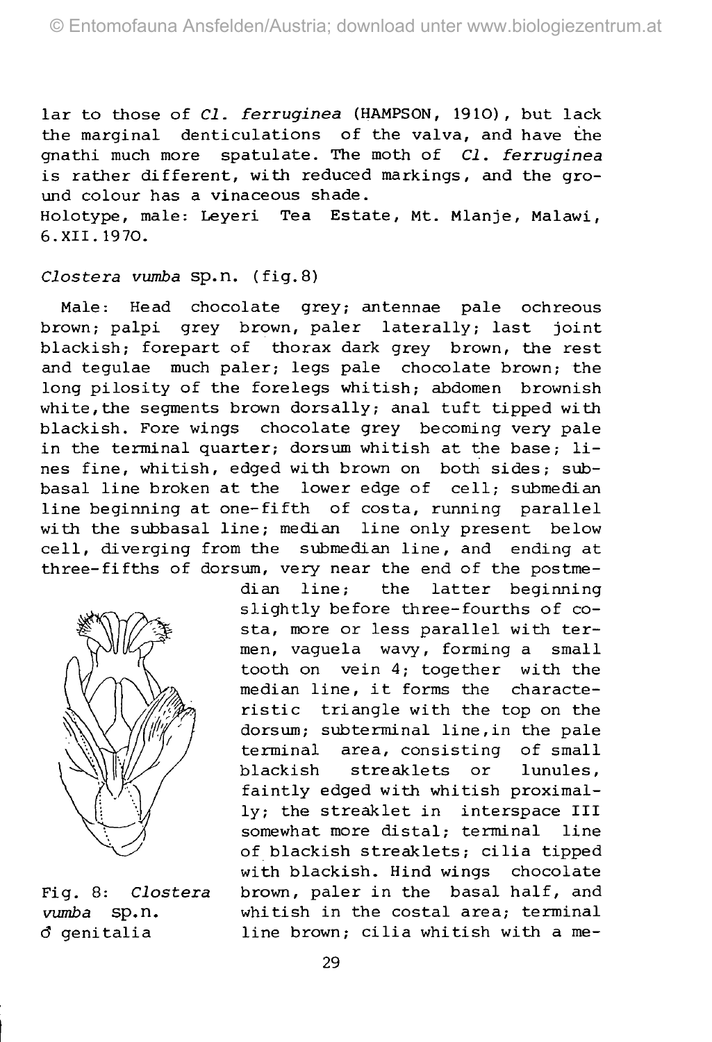lar to those of *Cl. ferruginea* (HAMPSON, 1910), but lack the marginal denticulations of the valva, and have the gnathi much more spatulate. The moth of *Cl. ferruginea* is rather different, with reduced markings, and the ground colour has a vinaceous shade.

Holotype, male: Leyeri Tea Estate, Mt. Mlanje, Malawi, 6.XII.1970.

*Clostera vumba* sp.n. (fig.8)

Male: Head chocolate grey; antennae pale ochreous brown; palpi grey brown, paler laterally; last joint blackish; forepart of thorax dark grey brown, the rest and tegulae much paler; legs pale chocolate brown; the long pilosity of the forelegs whitish; abdomen brownish white, the segments brown dorsally; anal tuft tipped with blackish. Fore wings chocolate grey becoming very pale in the terminal quarter; dorsum whitish at the base; lines fine, whitish, edged with brown on both sides; subbasal line broken at the lower edge of cell; submedian line beginning at one-fifth of costa, running parallel with the subbasal line; median line only present below cell, diverging from the submedian line, and ending at three-fifths of dorsum, very near the end of the postmedian line; the latter beginning slightly before three-fourths of costa, more or less parallel with termen, vaguela wavy, forming a small tooth on vein 4; together with the median line, it forms the characteristic triangle with the top on the dorsum; subterminal line, in the pale terminal area, consisting of small blackish streaklets or lunules, faintly edged with whitish proximally; the streaklet in interspace III somewhat more distal; terminal line of blackish streaklets; cilia tipped with blackish. Hind wings chocolate brown, paler in the basal half, and whitish in the costal area; terminal line brown; cilia whitish with a me-

Fig. 8: *Clostera vumba* sp.n. ♂ genitalia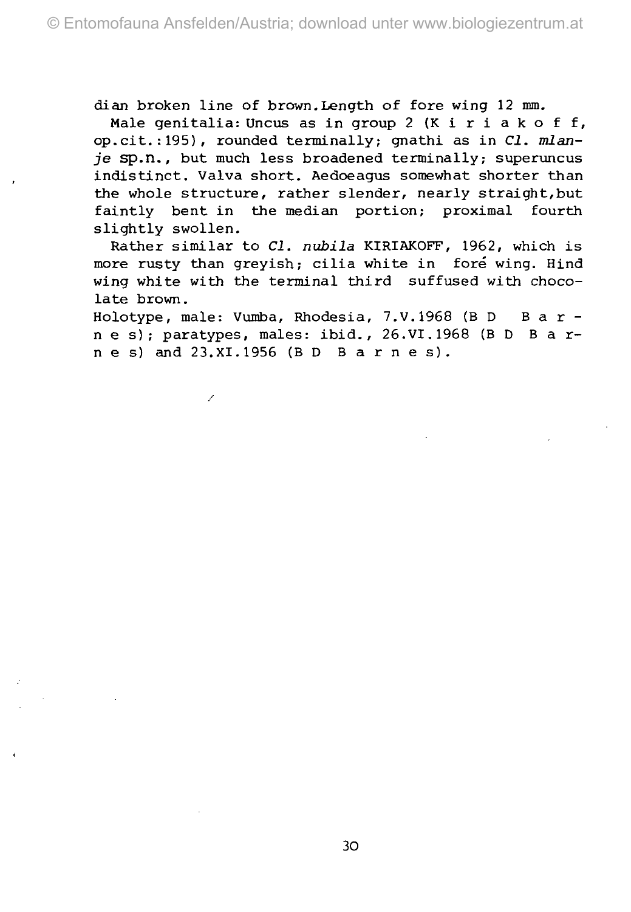dian broken line of brown. Length of fore wing 12 mm.

Male genitalia: Uncus as in group 2 (K i r i a k o f f, op.cit.: 195), rounded terminally; gnathi as in *Cl. mlanje* sp.n., but much less broadened terminally; superuncus indistinct. Valva short. Aedoeagus somewhat shorter than the whole structure, rather slender, nearly straight, but faintly bent in the median portion; proximal fourth slightly swollen.

Rather similar to *Cl. nubila* KIRIAKOFF, 1962, which is more rusty than greyish; cilia white in foré wing. Hind wing white with the terminal third suffused with chocolate brown.

Holotype, male: Vumba, Rhodesia, 7.V.1968 (B D B a r n e s); paratypes, males: ibid., 26.VI.1968 (B D B a r n e s) and 23.XI.1956 (B D B a r n e s).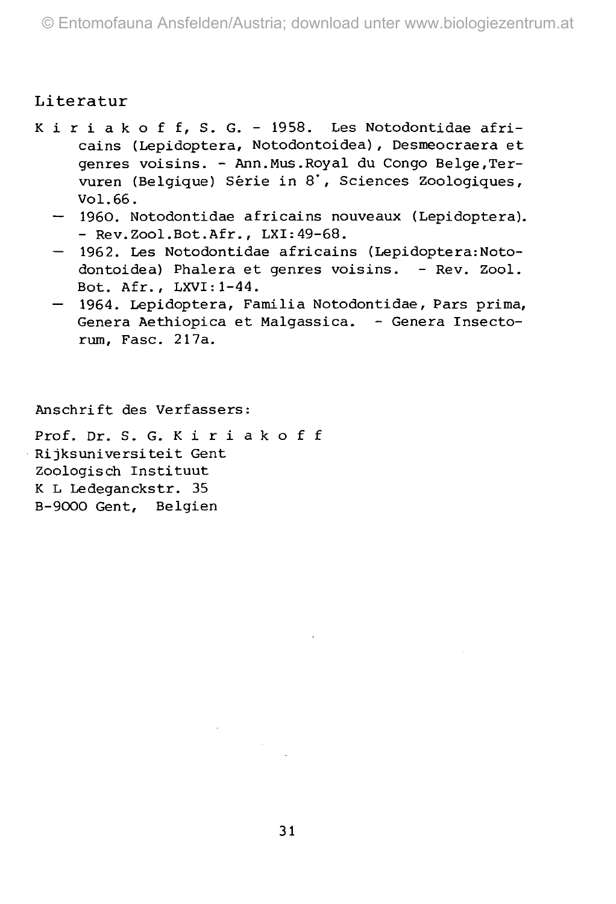## Literatur

K i r i a k o f f, S. G. - 1958. Les Notodontidae africains (Lepidoptera, Notodontoidea), Desmeocraera et genres voisins. - Ann.Mus.Royal du Congo Belge,Tervuren (Belgique) Série in 8°, Sciences Zoologiques, Vol.66.

— 1960. Notodontidae africains nouveaux (Lepidoptera). - Rev.Zool.Bot.Afr., LXI:49-68.

— 1962. Les Notodontidae africains (Lepidoptera:Notodontoidea) Phalera et genres voisins. - Rev. Zool. Bot. Afr., LXVI:1-44.

— 1964. Lepidoptera, Familia Notodontidae, Pars prima, Genera Aethiopica et Malgassica. - Genera Insectorum, Fasc. 217a.

Anschrift des Verfassers:

Prof. Dr. S. G. K i r i a k o f f
Rijksuniversiteit Gent
Zoologisch Instituut
K L Ledeganckstr. 35
B-9000 Gent, Belgien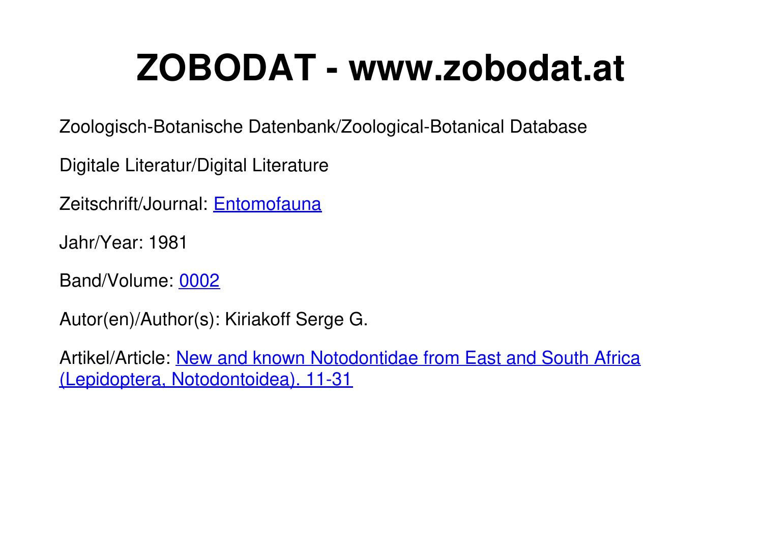# ZOBODAT - www.zobodat.at

Zoologisch-Botanische Datenbank/Zoological-Botanical Database

Digitale Literatur/Digital Literature

Zeitschrift/Journal: Entomofauna

Jahr/Year: 1981

Band/Volume: 0002

Autor(en)/Author(s): Kiriakoff Serge G.

Artikel/Article: New and known Notodontidae from East and South Africa (Lepidoptera, Notodontoidea). 11-31